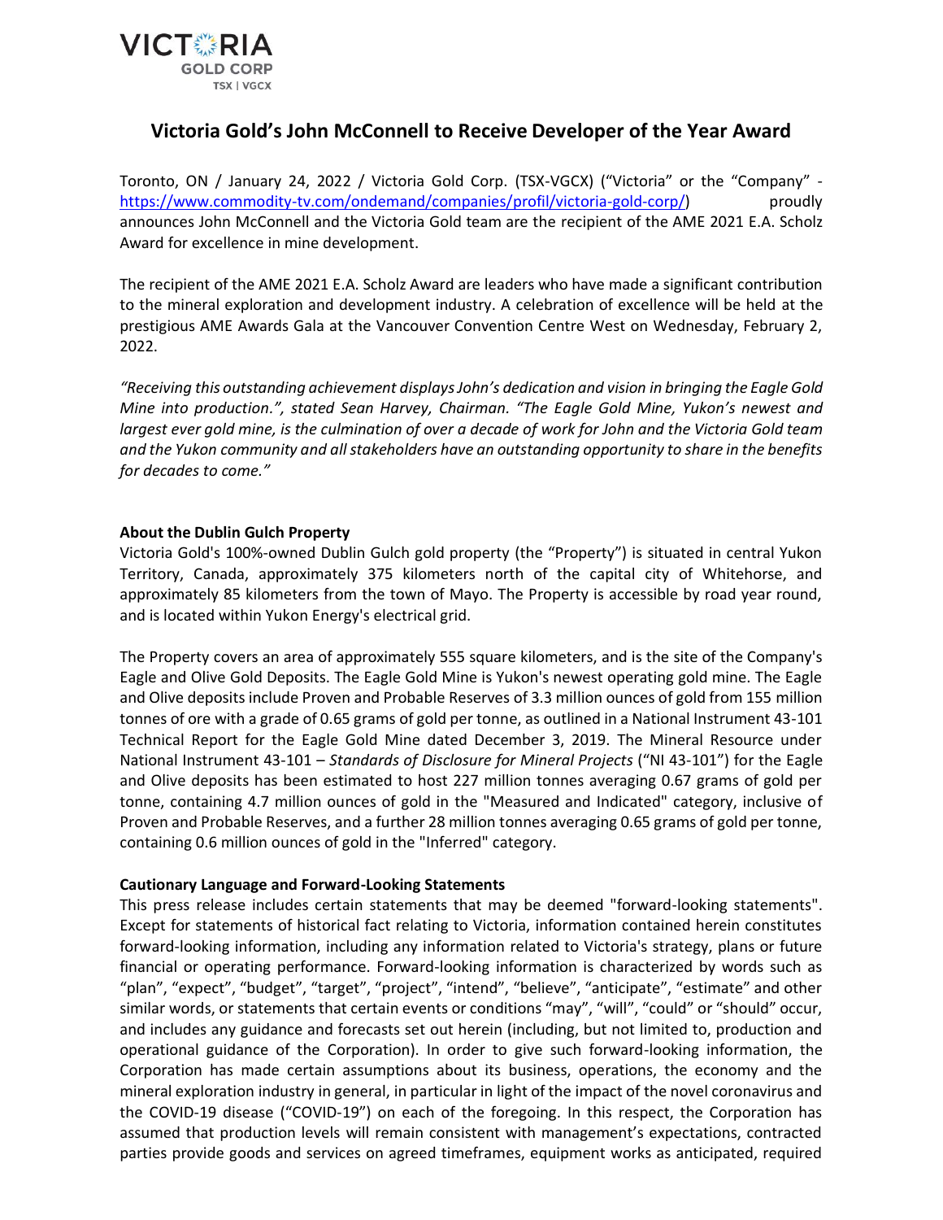# Victoria Gold's John McConnell to Receive Developer of the Year Award

Toronto, ON / January 24, 2022 / Victoria Gold Corp. (TSX-VGCX) ("Victoria" or the "Company" - https://www.commodity-tv.com/ondemand/companies/profil/victoria-gold-corp/) proudly announces John McConnell and the Victoria Gold team are the recipient of the AME 2021 E.A. Scholz Award for excellence in mine development.

The recipient of the AME 2021 E.A. Scholz Award are leaders who have made a significant contribution to the mineral exploration and development industry. A celebration of excellence will be held at the prestigious AME Awards Gala at the Vancouver Convention Centre West on Wednesday, February 2, 2022.

*"Receiving this outstanding achievement displays John's dedication and vision in bringing the Eagle Gold Mine into production.", stated Sean Harvey, Chairman. "The Eagle Gold Mine, Yukon's newest and largest ever gold mine, is the culmination of over a decade of work for John and the Victoria Gold team and the Yukon community and all stakeholders have an outstanding opportunity to share in the benefits for decades to come."*

**About the Dublin Gulch Property**

Victoria Gold's 100%-owned Dublin Gulch gold property (the "Property") is situated in central Yukon Territory, Canada, approximately 375 kilometers north of the capital city of Whitehorse, and approximately 85 kilometers from the town of Mayo. The Property is accessible by road year round, and is located within Yukon Energy's electrical grid.

The Property covers an area of approximately 555 square kilometers, and is the site of the Company's Eagle and Olive Gold Deposits. The Eagle Gold Mine is Yukon's newest operating gold mine. The Eagle and Olive deposits include Proven and Probable Reserves of 3.3 million ounces of gold from 155 million tonnes of ore with a grade of 0.65 grams of gold per tonne, as outlined in a National Instrument 43-101 Technical Report for the Eagle Gold Mine dated December 3, 2019. The Mineral Resource under National Instrument 43-101 – *Standards of Disclosure for Mineral Projects* ("NI 43-101") for the Eagle and Olive deposits has been estimated to host 227 million tonnes averaging 0.67 grams of gold per tonne, containing 4.7 million ounces of gold in the "Measured and Indicated" category, inclusive of Proven and Probable Reserves, and a further 28 million tonnes averaging 0.65 grams of gold per tonne, containing 0.6 million ounces of gold in the "Inferred" category.

**Cautionary Language and Forward-Looking Statements**

This press release includes certain statements that may be deemed "forward-looking statements". Except for statements of historical fact relating to Victoria, information contained herein constitutes forward-looking information, including any information related to Victoria's strategy, plans or future financial or operating performance. Forward-looking information is characterized by words such as "plan", "expect", "budget", "target", "project", "intend", "believe", "anticipate", "estimate" and other similar words, or statements that certain events or conditions "may", "will", "could" or "should" occur, and includes any guidance and forecasts set out herein (including, but not limited to, production and operational guidance of the Corporation). In order to give such forward-looking information, the Corporation has made certain assumptions about its business, operations, the economy and the mineral exploration industry in general, in particular in light of the impact of the novel coronavirus and the COVID-19 disease ("COVID-19") on each of the foregoing. In this respect, the Corporation has assumed that production levels will remain consistent with management's expectations, contracted parties provide goods and services on agreed timeframes, equipment works as anticipated, required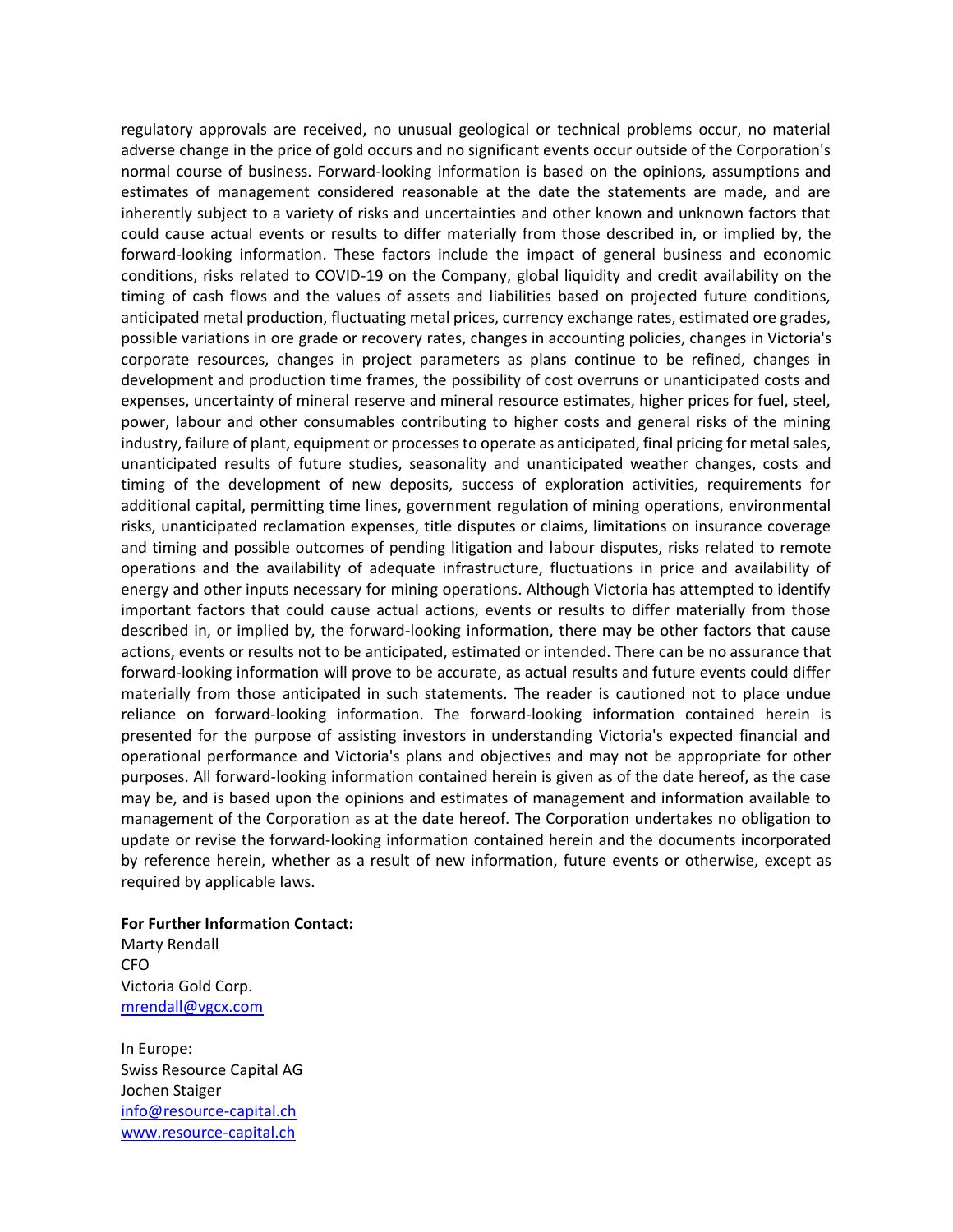regulatory approvals are received, no unusual geological or technical problems occur, no material adverse change in the price of gold occurs and no significant events occur outside of the Corporation's normal course of business. Forward-looking information is based on the opinions, assumptions and estimates of management considered reasonable at the date the statements are made, and are inherently subject to a variety of risks and uncertainties and other known and unknown factors that could cause actual events or results to differ materially from those described in, or implied by, the forward-looking information. These factors include the impact of general business and economic conditions, risks related to COVID-19 on the Company, global liquidity and credit availability on the timing of cash flows and the values of assets and liabilities based on projected future conditions, anticipated metal production, fluctuating metal prices, currency exchange rates, estimated ore grades, possible variations in ore grade or recovery rates, changes in accounting policies, changes in Victoria's corporate resources, changes in project parameters as plans continue to be refined, changes in development and production time frames, the possibility of cost overruns or unanticipated costs and expenses, uncertainty of mineral reserve and mineral resource estimates, higher prices for fuel, steel, power, labour and other consumables contributing to higher costs and general risks of the mining industry, failure of plant, equipment or processes to operate as anticipated, final pricing for metal sales, unanticipated results of future studies, seasonality and unanticipated weather changes, costs and timing of the development of new deposits, success of exploration activities, requirements for additional capital, permitting time lines, government regulation of mining operations, environmental risks, unanticipated reclamation expenses, title disputes or claims, limitations on insurance coverage and timing and possible outcomes of pending litigation and labour disputes, risks related to remote operations and the availability of adequate infrastructure, fluctuations in price and availability of energy and other inputs necessary for mining operations. Although Victoria has attempted to identify important factors that could cause actual actions, events or results to differ materially from those described in, or implied by, the forward-looking information, there may be other factors that cause actions, events or results not to be anticipated, estimated or intended. There can be no assurance that forward-looking information will prove to be accurate, as actual results and future events could differ materially from those anticipated in such statements. The reader is cautioned not to place undue reliance on forward-looking information. The forward-looking information contained herein is presented for the purpose of assisting investors in understanding Victoria's expected financial and operational performance and Victoria's plans and objectives and may not be appropriate for other purposes. All forward-looking information contained herein is given as of the date hereof, as the case may be, and is based upon the opinions and estimates of management and information available to management of the Corporation as at the date hereof. The Corporation undertakes no obligation to update or revise the forward-looking information contained herein and the documents incorporated by reference herein, whether as a result of new information, future events or otherwise, except as required by applicable laws.

**For Further Information Contact:**
Marty Rendall
CFO
Victoria Gold Corp.
mrendall@vgcx.com

In Europe:
Swiss Resource Capital AG
Jochen Staiger
info@resource-capital.ch
www.resource-capital.ch